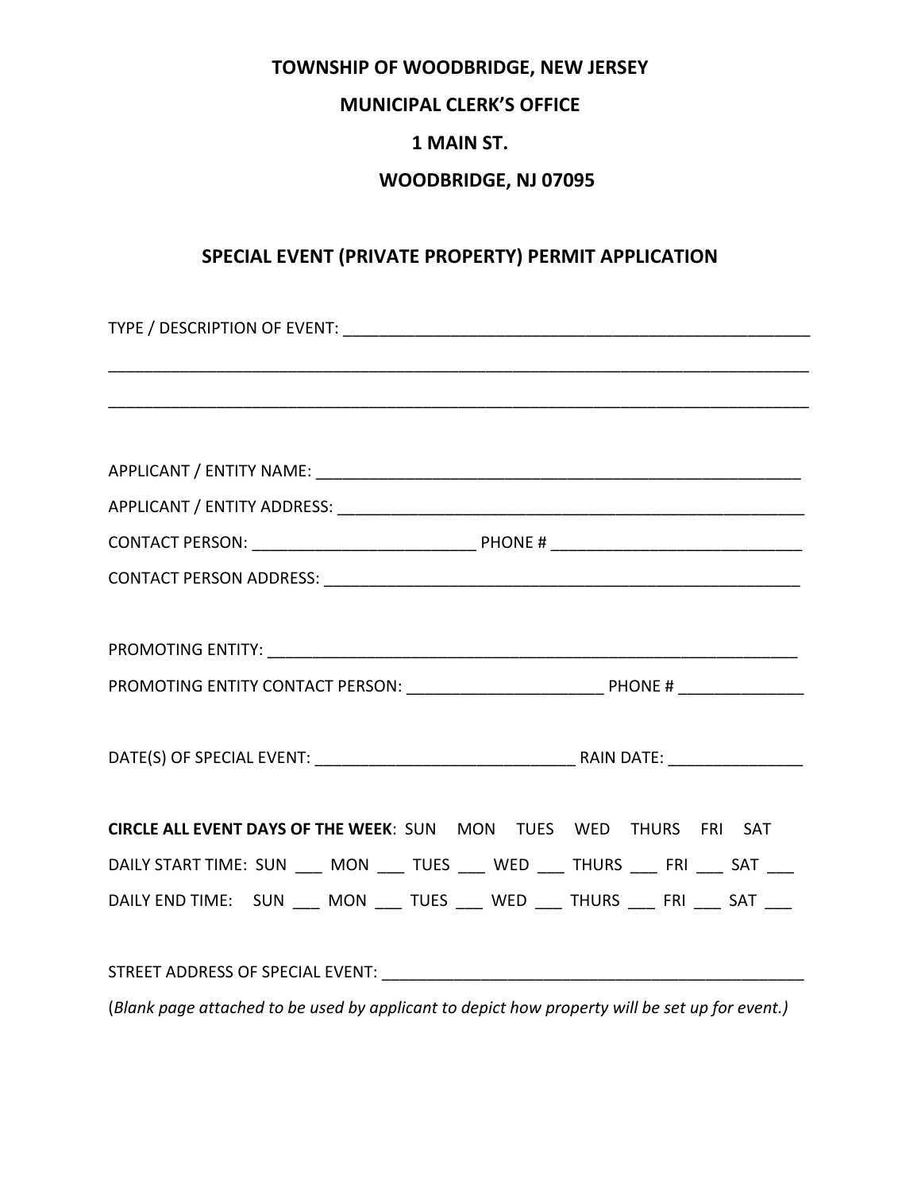**TOWNSHIP OF WOODBRIDGE, NEW JERSEY**

**MUNICIPAL CLERK'S OFFICE**

**1 MAIN ST.**

**WOODBRIDGE, NJ 07095**

## SPECIAL EVENT (PRIVATE PROPERTY) PERMIT APPLICATION

TYPE / DESCRIPTION OF EVENT: _______________________________________________________

_________________________________________________________________________________

_________________________________________________________________________________

APPLICANT / ENTITY NAME: _________________________________________________________

APPLICANT / ENTITY ADDRESS: ______________________________________________________

CONTACT PERSON: _________________________ PHONE # ____________________________

CONTACT PERSON ADDRESS: ________________________________________________________

PROMOTING ENTITY: _______________________________________________________________

PROMOTING ENTITY CONTACT PERSON: _____________________ PHONE # ______________

DATE(S) OF SPECIAL EVENT: _____________________________ RAIN DATE: _______________

**CIRCLE ALL EVENT DAYS OF THE WEEK**: SUN MON TUES WED THURS FRI SAT

DAILY START TIME: SUN ___ MON ___ TUES ___ WED ___ THURS ___ FRI ___ SAT ___

DAILY END TIME: SUN ___ MON ___ TUES ___ WED ___ THURS ___ FRI ___ SAT ___

STREET ADDRESS OF SPECIAL EVENT: _________________________________________________

(*Blank page attached to be used by applicant to depict how property will be set up for event.)*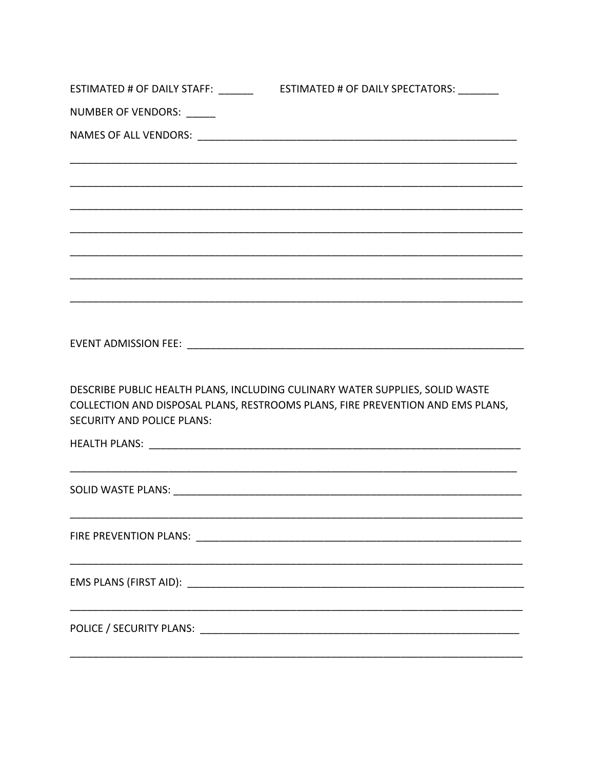ESTIMATED # OF DAILY STAFF: ______ ESTIMATED # OF DAILY SPECTATORS: _______

NUMBER OF VENDORS: _____

NAMES OF ALL VENDORS: ___________________________________________________________

_________________________________________________________________________________

_________________________________________________________________________________

_________________________________________________________________________________

_________________________________________________________________________________

_________________________________________________________________________________

_________________________________________________________________________________

_________________________________________________________________________________

EVENT ADMISSION FEE: _____________________________________________________________

DESCRIBE PUBLIC HEALTH PLANS, INCLUDING CULINARY WATER SUPPLIES, SOLID WASTE COLLECTION AND DISPOSAL PLANS, RESTROOMS PLANS, FIRE PREVENTION AND EMS PLANS, SECURITY AND POLICE PLANS:

HEALTH PLANS: ____________________________________________________________________

_________________________________________________________________________________

SOLID WASTE PLANS: _______________________________________________________________

_________________________________________________________________________________

FIRE PREVENTION PLANS: ___________________________________________________________

_________________________________________________________________________________

EMS PLANS (FIRST AID): ____________________________________________________________

_________________________________________________________________________________

POLICE / SECURITY PLANS: _________________________________________________________

_________________________________________________________________________________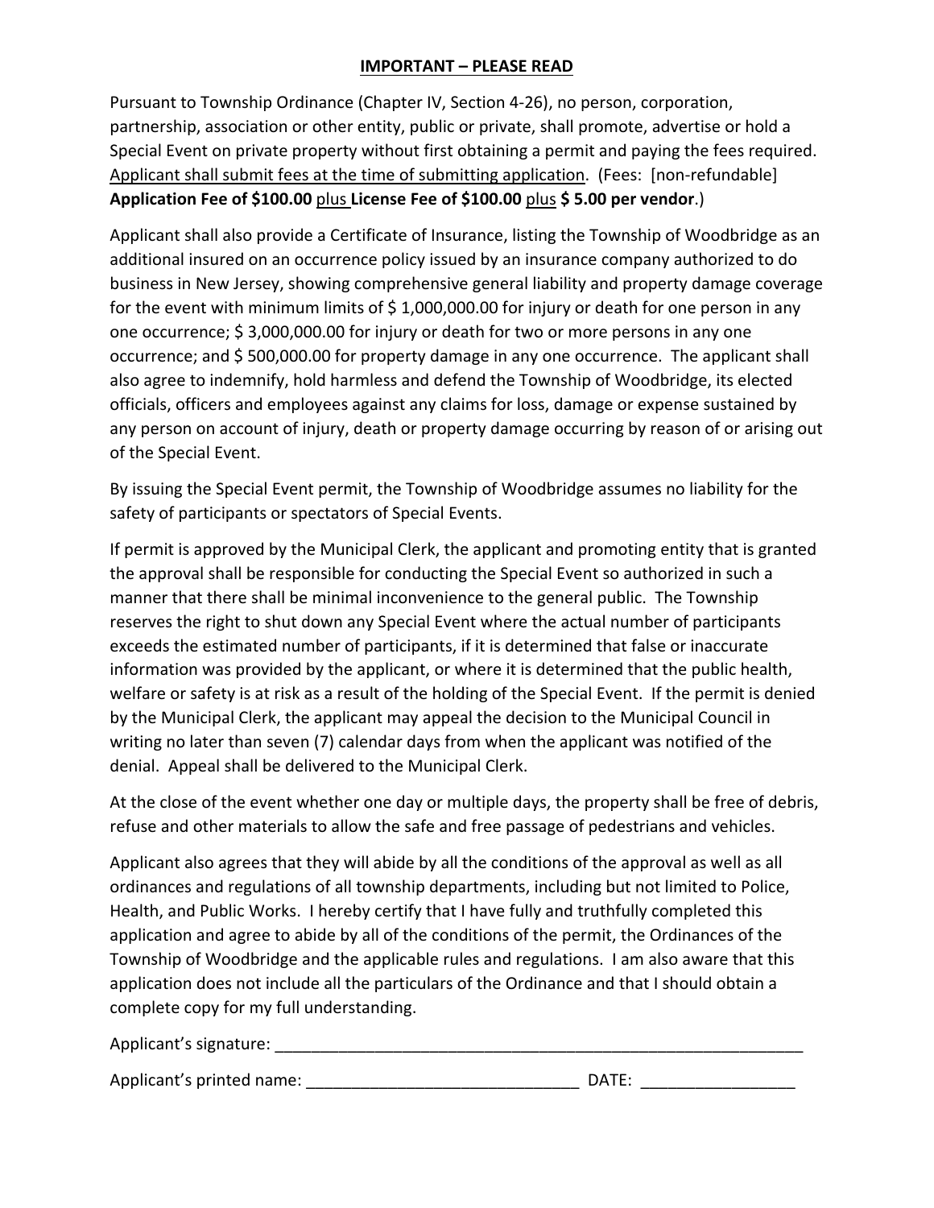## IMPORTANT – PLEASE READ

Pursuant to Township Ordinance (Chapter IV, Section 4-26), no person, corporation, partnership, association or other entity, public or private, shall promote, advertise or hold a Special Event on private property without first obtaining a permit and paying the fees required. <u>Applicant shall submit fees at the time of submitting application</u>. (Fees: [non-refundable] **Application Fee of $100.00** <u>plus</u> **License Fee of $100.00** <u>plus</u> **$ 5.00 per vendor**.)

Applicant shall also provide a Certificate of Insurance, listing the Township of Woodbridge as an additional insured on an occurrence policy issued by an insurance company authorized to do business in New Jersey, showing comprehensive general liability and property damage coverage for the event with minimum limits of $ 1,000,000.00 for injury or death for one person in any one occurrence; $ 3,000,000.00 for injury or death for two or more persons in any one occurrence; and $ 500,000.00 for property damage in any one occurrence. The applicant shall also agree to indemnify, hold harmless and defend the Township of Woodbridge, its elected officials, officers and employees against any claims for loss, damage or expense sustained by any person on account of injury, death or property damage occurring by reason of or arising out of the Special Event.

By issuing the Special Event permit, the Township of Woodbridge assumes no liability for the safety of participants or spectators of Special Events.

If permit is approved by the Municipal Clerk, the applicant and promoting entity that is granted the approval shall be responsible for conducting the Special Event so authorized in such a manner that there shall be minimal inconvenience to the general public. The Township reserves the right to shut down any Special Event where the actual number of participants exceeds the estimated number of participants, if it is determined that false or inaccurate information was provided by the applicant, or where it is determined that the public health, welfare or safety is at risk as a result of the holding of the Special Event. If the permit is denied by the Municipal Clerk, the applicant may appeal the decision to the Municipal Council in writing no later than seven (7) calendar days from when the applicant was notified of the denial. Appeal shall be delivered to the Municipal Clerk.

At the close of the event whether one day or multiple days, the property shall be free of debris, refuse and other materials to allow the safe and free passage of pedestrians and vehicles.

Applicant also agrees that they will abide by all the conditions of the approval as well as all ordinances and regulations of all township departments, including but not limited to Police, Health, and Public Works. I hereby certify that I have fully and truthfully completed this application and agree to abide by all of the conditions of the permit, the Ordinances of the Township of Woodbridge and the applicable rules and regulations. I am also aware that this application does not include all the particulars of the Ordinance and that I should obtain a complete copy for my full understanding.

Applicant's signature: ____________________________________________________________

Applicant's printed name: ______________________________ DATE: _________________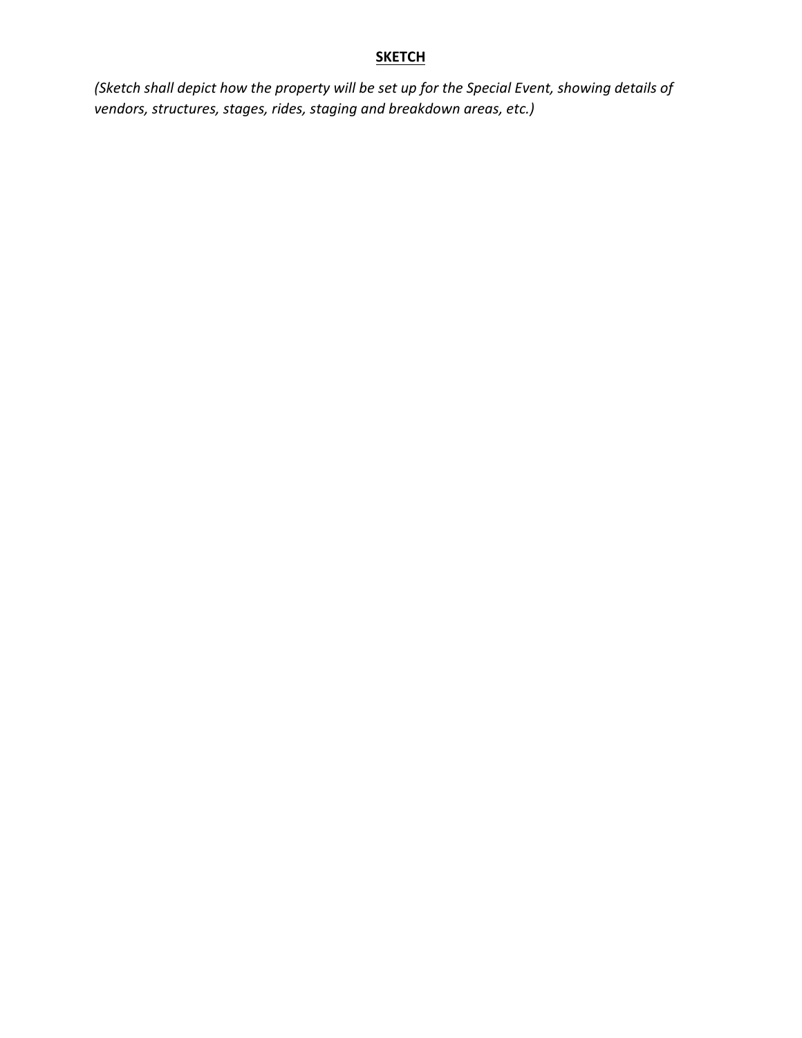**SKETCH**

*(Sketch shall depict how the property will be set up for the Special Event, showing details of vendors, structures, stages, rides, staging and breakdown areas, etc.)*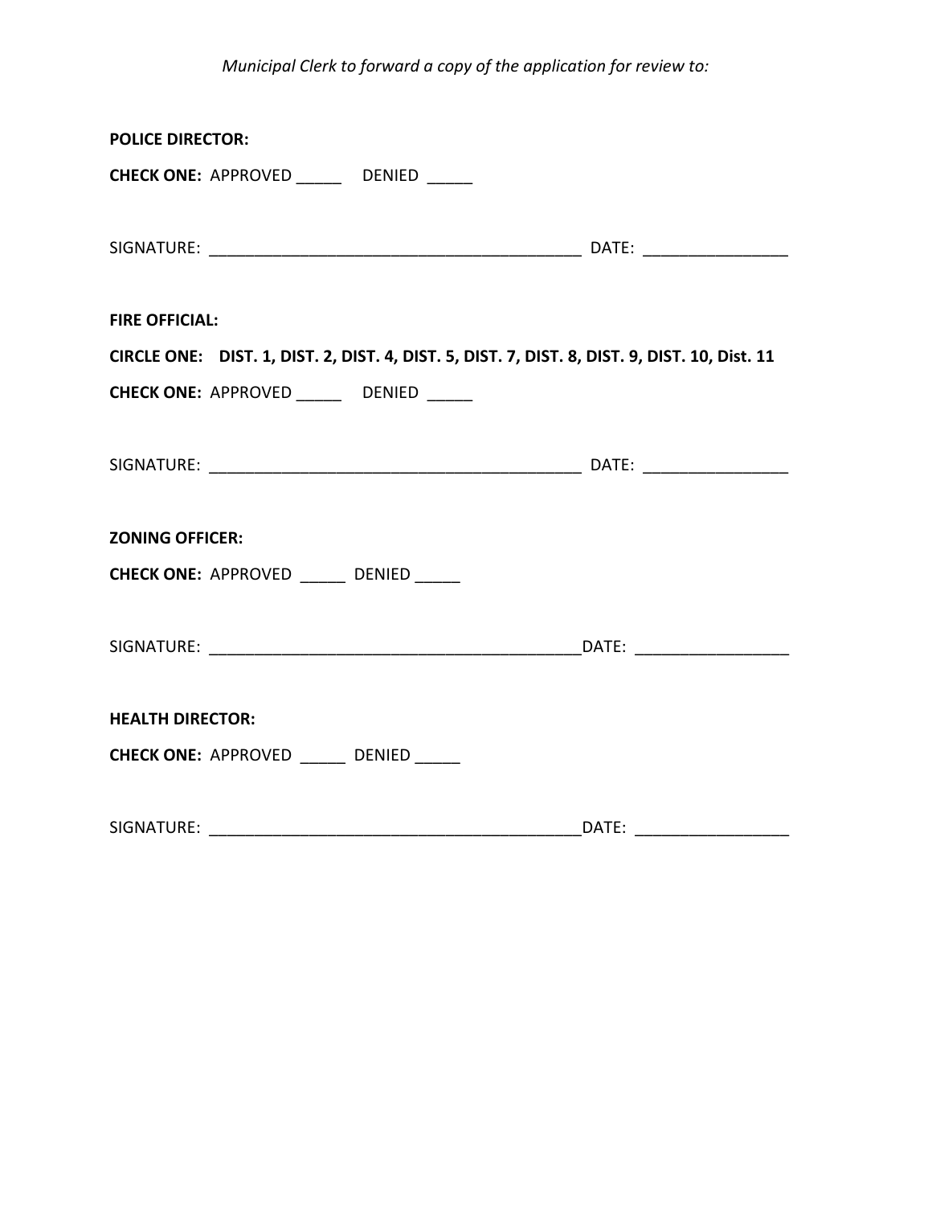*Municipal Clerk to forward a copy of the application for review to:*

**POLICE DIRECTOR:**

**CHECK ONE:** APPROVED _____ DENIED _____

SIGNATURE: _________________________________________ DATE: ________________

**FIRE OFFICIAL:**

**CIRCLE ONE: DIST. 1, DIST. 2, DIST. 4, DIST. 5, DIST. 7, DIST. 8, DIST. 9, DIST. 10, Dist. 11**

**CHECK ONE:** APPROVED _____ DENIED _____

SIGNATURE: _________________________________________ DATE: ________________

**ZONING OFFICER:**

**CHECK ONE:** APPROVED _____ DENIED _____

SIGNATURE: _________________________________________DATE: _________________

**HEALTH DIRECTOR:**

**CHECK ONE:** APPROVED _____ DENIED _____

SIGNATURE: _________________________________________DATE: _________________